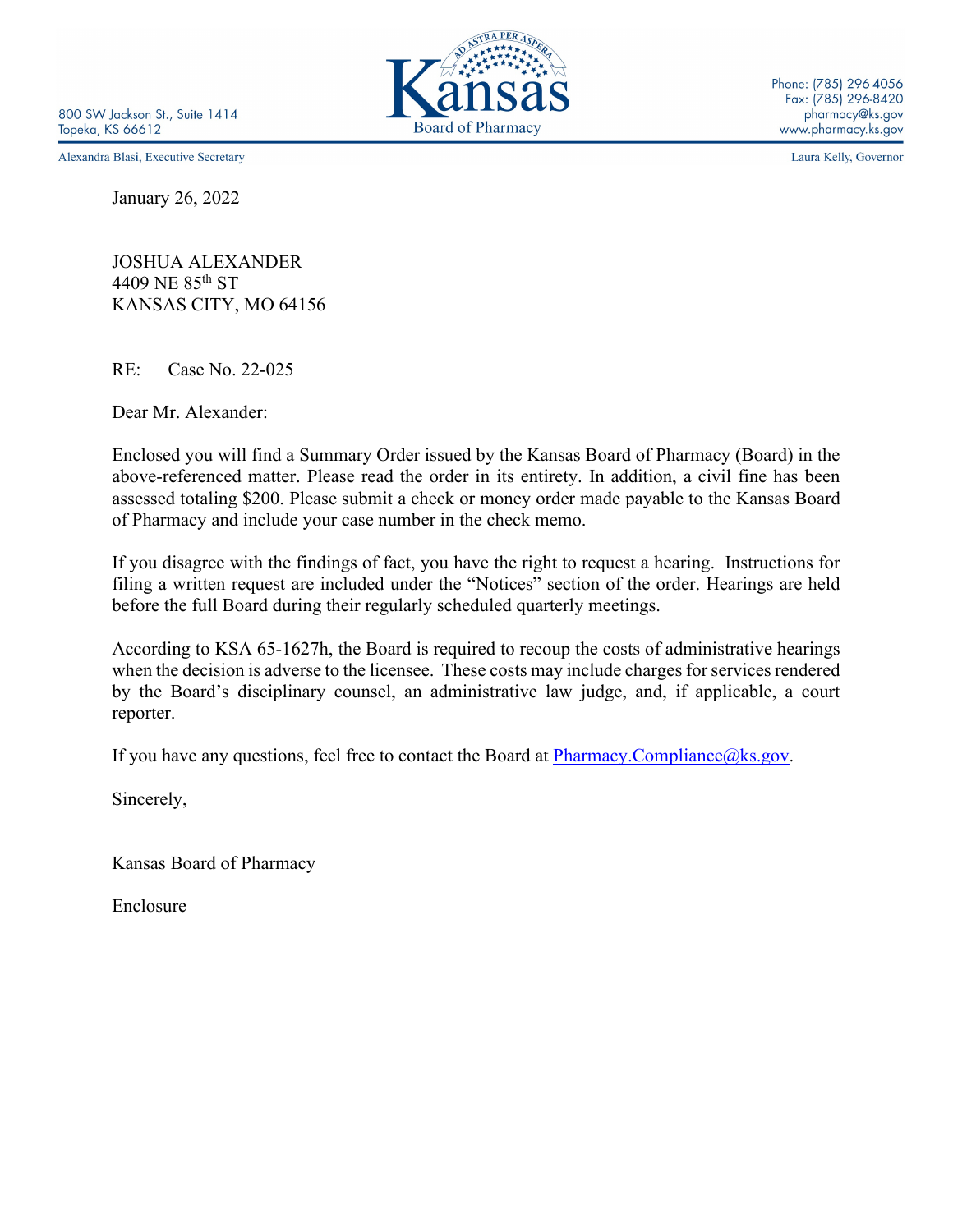800 SW Jackson St., Suite 1414
Topeka, KS 66612

Kansas Board of Pharmacy

Phone: (785) 296-4056
Fax: (785) 296-8420
pharmacy@ks.gov
www.pharmacy.ks.gov

Alexandra Blasi, Executive Secretary

Laura Kelly, Governor

January 26, 2022

JOSHUA ALEXANDER
4409 NE 85th ST
KANSAS CITY, MO 64156

RE: Case No. 22-025

Dear Mr. Alexander:

Enclosed you will find a Summary Order issued by the Kansas Board of Pharmacy (Board) in the above-referenced matter. Please read the order in its entirety. In addition, a civil fine has been assessed totaling $200. Please submit a check or money order made payable to the Kansas Board of Pharmacy and include your case number in the check memo.

If you disagree with the findings of fact, you have the right to request a hearing. Instructions for filing a written request are included under the "Notices" section of the order. Hearings are held before the full Board during their regularly scheduled quarterly meetings.

According to KSA 65-1627h, the Board is required to recoup the costs of administrative hearings when the decision is adverse to the licensee. These costs may include charges for services rendered by the Board's disciplinary counsel, an administrative law judge, and, if applicable, a court reporter.

If you have any questions, feel free to contact the Board at Pharmacy.Compliance@ks.gov.

Sincerely,

Kansas Board of Pharmacy

Enclosure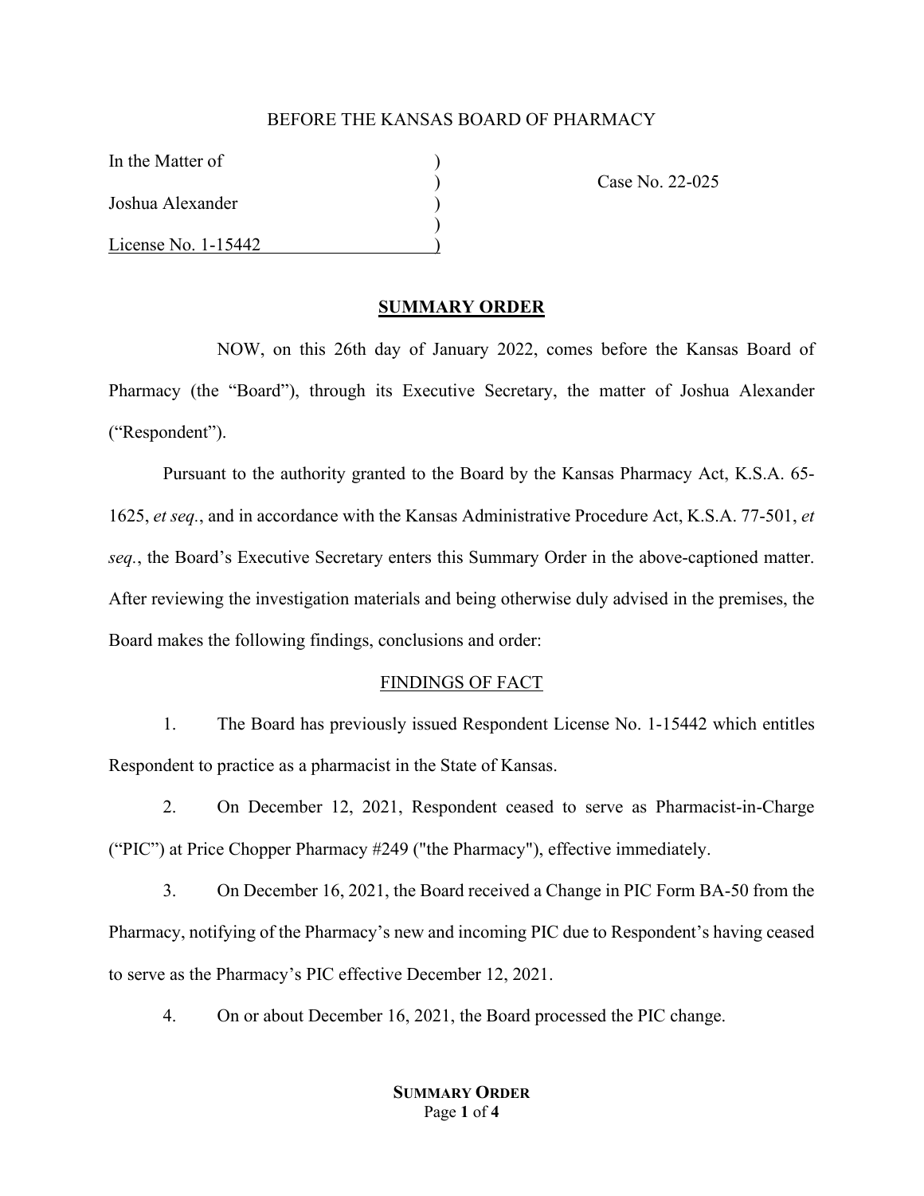BEFORE THE KANSAS BOARD OF PHARMACY

| | | |
|---|---|---|
| In the Matter of | ) | |
| | ) | Case No. 22-025 |
| Joshua Alexander | ) | |
| | ) | |
| License No. 1-15442 | ) | |

## SUMMARY ORDER

NOW, on this 26th day of January 2022, comes before the Kansas Board of Pharmacy (the "Board"), through its Executive Secretary, the matter of Joshua Alexander ("Respondent").

Pursuant to the authority granted to the Board by the Kansas Pharmacy Act, K.S.A. 65-1625, *et seq.*, and in accordance with the Kansas Administrative Procedure Act, K.S.A. 77-501, *et seq.*, the Board's Executive Secretary enters this Summary Order in the above-captioned matter. After reviewing the investigation materials and being otherwise duly advised in the premises, the Board makes the following findings, conclusions and order:

### FINDINGS OF FACT

1. The Board has previously issued Respondent License No. 1-15442 which entitles Respondent to practice as a pharmacist in the State of Kansas.

2. On December 12, 2021, Respondent ceased to serve as Pharmacist-in-Charge ("PIC") at Price Chopper Pharmacy #249 ("the Pharmacy"), effective immediately.

3. On December 16, 2021, the Board received a Change in PIC Form BA-50 from the Pharmacy, notifying of the Pharmacy's new and incoming PIC due to Respondent's having ceased to serve as the Pharmacy's PIC effective December 12, 2021.

4. On or about December 16, 2021, the Board processed the PIC change.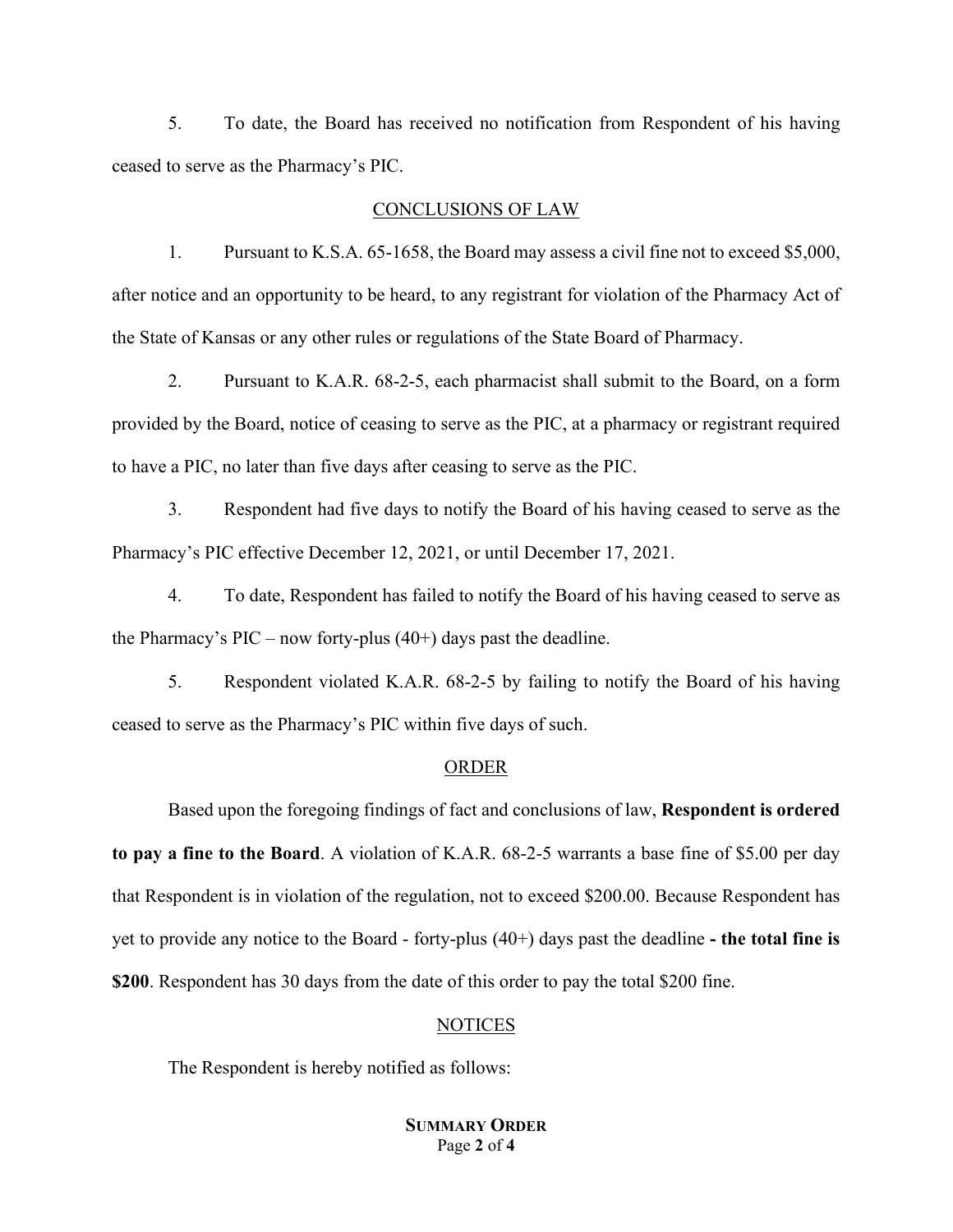5. To date, the Board has received no notification from Respondent of his having ceased to serve as the Pharmacy's PIC.

## CONCLUSIONS OF LAW

1. Pursuant to K.S.A. 65-1658, the Board may assess a civil fine not to exceed $5,000, after notice and an opportunity to be heard, to any registrant for violation of the Pharmacy Act of the State of Kansas or any other rules or regulations of the State Board of Pharmacy.

2. Pursuant to K.A.R. 68-2-5, each pharmacist shall submit to the Board, on a form provided by the Board, notice of ceasing to serve as the PIC, at a pharmacy or registrant required to have a PIC, no later than five days after ceasing to serve as the PIC.

3. Respondent had five days to notify the Board of his having ceased to serve as the Pharmacy's PIC effective December 12, 2021, or until December 17, 2021.

4. To date, Respondent has failed to notify the Board of his having ceased to serve as the Pharmacy's PIC – now forty-plus (40+) days past the deadline.

5. Respondent violated K.A.R. 68-2-5 by failing to notify the Board of his having ceased to serve as the Pharmacy's PIC within five days of such.

## ORDER

Based upon the foregoing findings of fact and conclusions of law, **Respondent is ordered to pay a fine to the Board**. A violation of K.A.R. 68-2-5 warrants a base fine of $5.00 per day that Respondent is in violation of the regulation, not to exceed $200.00. Because Respondent has yet to provide any notice to the Board - forty-plus (40+) days past the deadline **- the total fine is $200**. Respondent has 30 days from the date of this order to pay the total $200 fine.

## NOTICES

The Respondent is hereby notified as follows: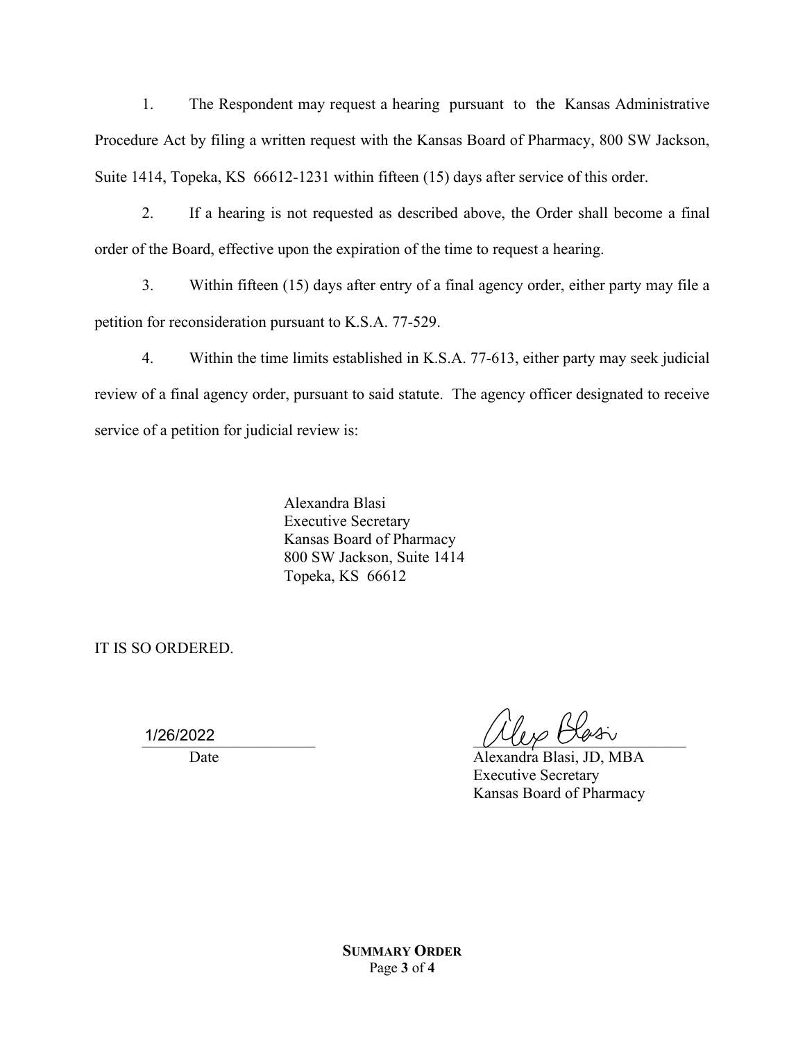1. The Respondent may request a hearing pursuant to the Kansas Administrative Procedure Act by filing a written request with the Kansas Board of Pharmacy, 800 SW Jackson, Suite 1414, Topeka, KS 66612-1231 within fifteen (15) days after service of this order.

2. If a hearing is not requested as described above, the Order shall become a final order of the Board, effective upon the expiration of the time to request a hearing.

3. Within fifteen (15) days after entry of a final agency order, either party may file a petition for reconsideration pursuant to K.S.A. 77-529.

4. Within the time limits established in K.S.A. 77-613, either party may seek judicial review of a final agency order, pursuant to said statute. The agency officer designated to receive service of a petition for judicial review is:

> Alexandra Blasi
> Executive Secretary
> Kansas Board of Pharmacy
> 800 SW Jackson, Suite 1414
> Topeka, KS 66612

IT IS SO ORDERED.

1/26/2022
Date

Alexandra Blasi, JD, MBA
Executive Secretary
Kansas Board of Pharmacy

**SUMMARY ORDER**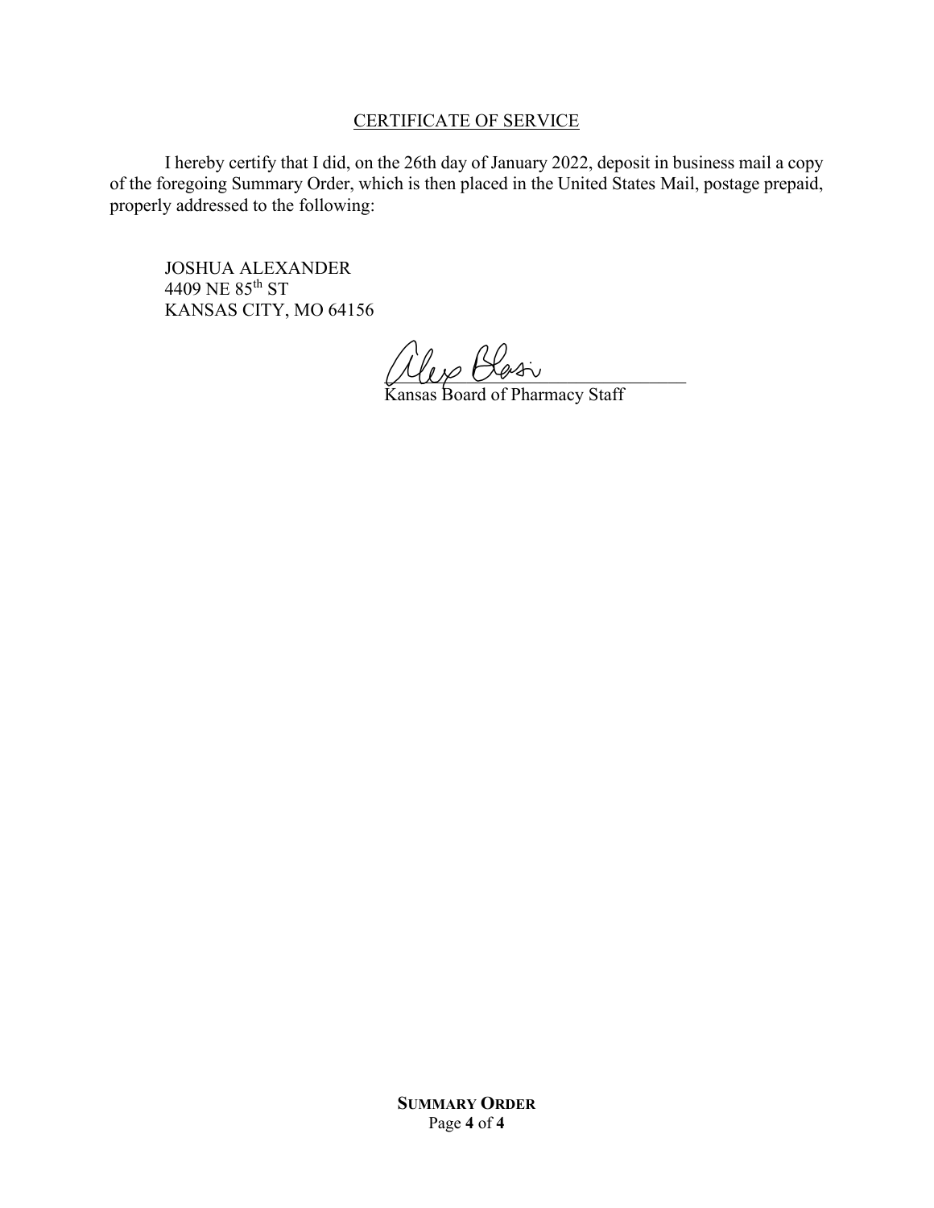## CERTIFICATE OF SERVICE

I hereby certify that I did, on the 26th day of January 2022, deposit in business mail a copy of the foregoing Summary Order, which is then placed in the United States Mail, postage prepaid, properly addressed to the following:

JOSHUA ALEXANDER
4409 NE 85th ST
KANSAS CITY, MO 64156

Alex Blasi
Kansas Board of Pharmacy Staff

**SUMMARY ORDER**